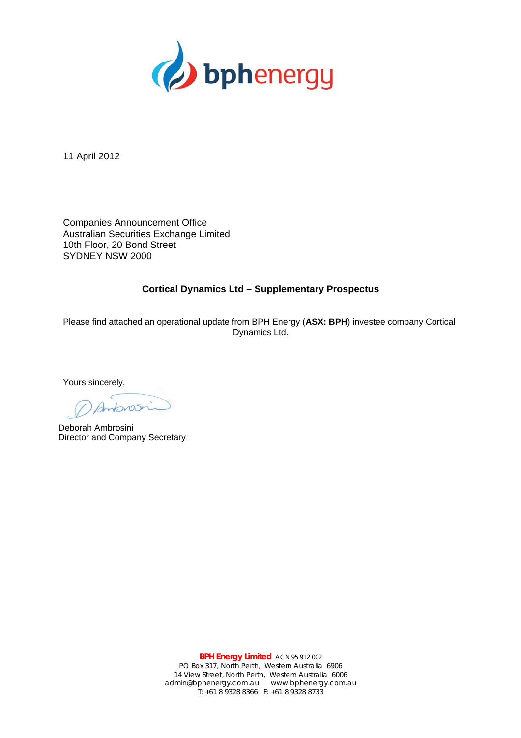11 April 2012

Companies Announcement Office
Australian Securities Exchange Limited
10th Floor, 20 Bond Street
SYDNEY NSW 2000

**Cortical Dynamics Ltd – Supplementary Prospectus**

Please find attached an operational update from BPH Energy (**ASX: BPH**) investee company Cortical Dynamics Ltd.

Yours sincerely,

Deborah Ambrosini
Director and Company Secretary

**BPH Energy Limited** ACN 95 912 002
PO Box 317, North Perth, Western Australia 6906
14 View Street, North Perth, Western Australia 6006
admin@bphenergy.com.au www.bphenergy.com.au
T: +61 8 9328 8366 F: +61 8 9328 8733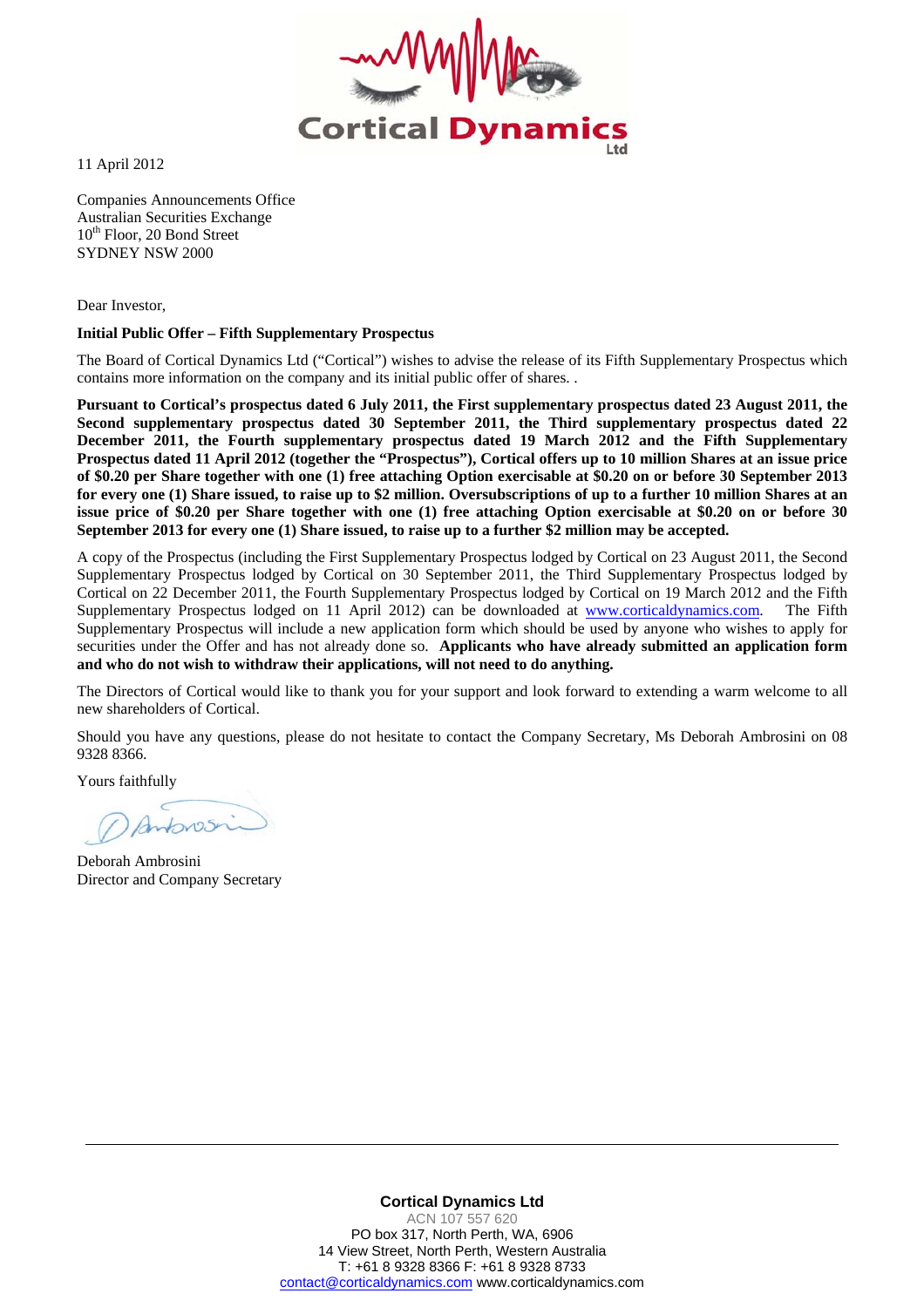11 April 2012

Companies Announcements Office
Australian Securities Exchange
10th Floor, 20 Bond Street
SYDNEY NSW 2000

Dear Investor,

**Initial Public Offer – Fifth Supplementary Prospectus**

The Board of Cortical Dynamics Ltd ("Cortical") wishes to advise the release of its Fifth Supplementary Prospectus which contains more information on the company and its initial public offer of shares. .

**Pursuant to Cortical's prospectus dated 6 July 2011, the First supplementary prospectus dated 23 August 2011, the Second supplementary prospectus dated 30 September 2011, the Third supplementary prospectus dated 22 December 2011, the Fourth supplementary prospectus dated 19 March 2012 and the Fifth Supplementary Prospectus dated 11 April 2012 (together the "Prospectus"), Cortical offers up to 10 million Shares at an issue price of $0.20 per Share together with one (1) free attaching Option exercisable at $0.20 on or before 30 September 2013 for every one (1) Share issued, to raise up to $2 million. Oversubscriptions of up to a further 10 million Shares at an issue price of $0.20 per Share together with one (1) free attaching Option exercisable at $0.20 on or before 30 September 2013 for every one (1) Share issued, to raise up to a further $2 million may be accepted.**

A copy of the Prospectus (including the First Supplementary Prospectus lodged by Cortical on 23 August 2011, the Second Supplementary Prospectus lodged by Cortical on 30 September 2011, the Third Supplementary Prospectus lodged by Cortical on 22 December 2011, the Fourth Supplementary Prospectus lodged by Cortical on 19 March 2012 and the Fifth Supplementary Prospectus lodged on 11 April 2012) can be downloaded at www.corticaldynamics.com. The Fifth Supplementary Prospectus will include a new application form which should be used by anyone who wishes to apply for securities under the Offer and has not already done so. **Applicants who have already submitted an application form and who do not wish to withdraw their applications, will not need to do anything.**

The Directors of Cortical would like to thank you for your support and look forward to extending a warm welcome to all new shareholders of Cortical.

Should you have any questions, please do not hesitate to contact the Company Secretary, Ms Deborah Ambrosini on 08 9328 8366.

Yours faithfully

Deborah Ambrosini
Director and Company Secretary

**Cortical Dynamics Ltd**
ACN 107 557 620
PO box 317, North Perth, WA, 6906
14 View Street, North Perth, Western Australia
T: +61 8 9328 8366 F: +61 8 9328 8733
contact@corticaldynamics.com www.corticaldynamics.com